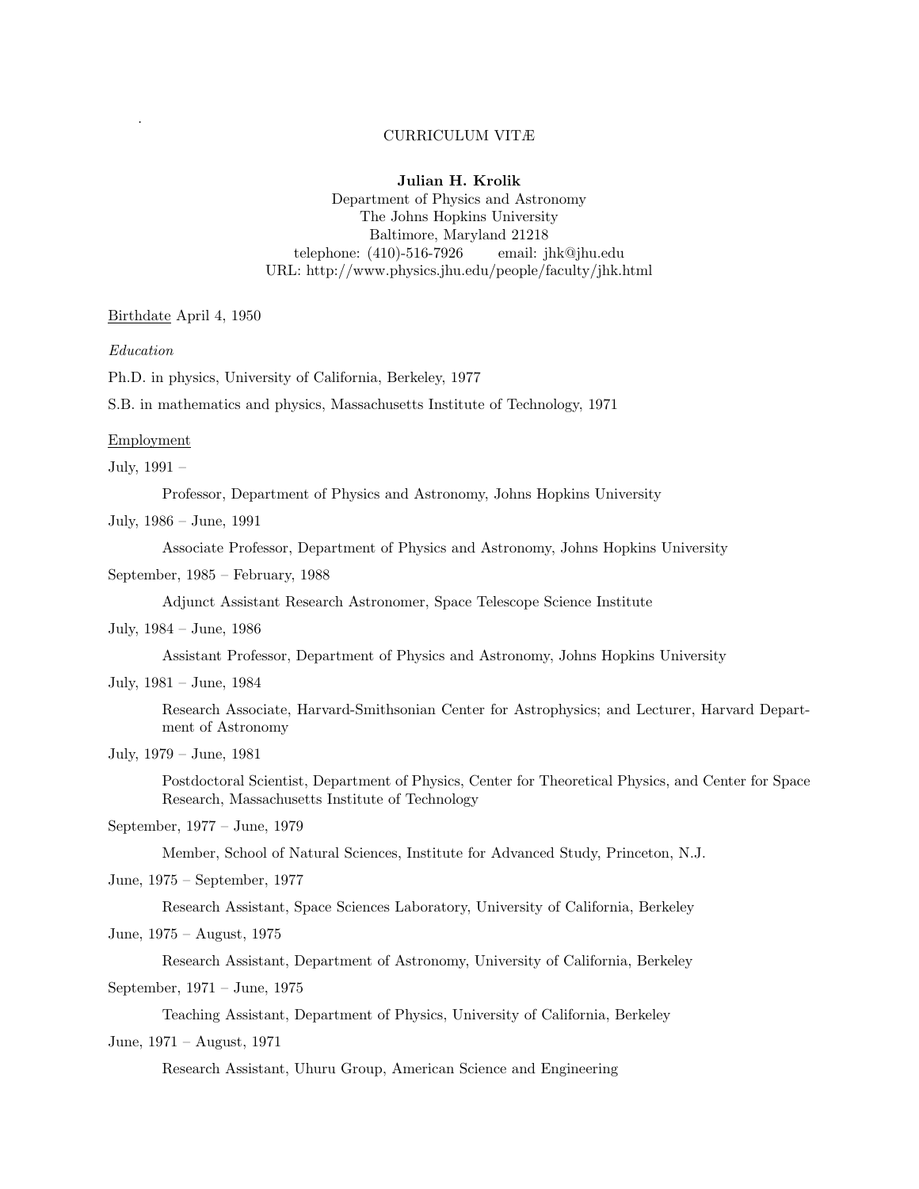CURRICULUM VITÆ

**Julian H. Krolik**
Department of Physics and Astronomy
The Johns Hopkins University
Baltimore, Maryland 21218
telephone: (410)-516-7926 email: jhk@jhu.edu
URL: http://www.physics.jhu.edu/people/faculty/jhk.html

Birthdate April 4, 1950

*Education*

Ph.D. in physics, University of California, Berkeley, 1977

S.B. in mathematics and physics, Massachusetts Institute of Technology, 1971

Employment

July, 1991 –

Professor, Department of Physics and Astronomy, Johns Hopkins University

July, 1986 – June, 1991

Associate Professor, Department of Physics and Astronomy, Johns Hopkins University

September, 1985 – February, 1988

Adjunct Assistant Research Astronomer, Space Telescope Science Institute

July, 1984 – June, 1986

Assistant Professor, Department of Physics and Astronomy, Johns Hopkins University

July, 1981 – June, 1984

Research Associate, Harvard-Smithsonian Center for Astrophysics; and Lecturer, Harvard Department of Astronomy

July, 1979 – June, 1981

Postdoctoral Scientist, Department of Physics, Center for Theoretical Physics, and Center for Space Research, Massachusetts Institute of Technology

September, 1977 – June, 1979

Member, School of Natural Sciences, Institute for Advanced Study, Princeton, N.J.

June, 1975 – September, 1977

Research Assistant, Space Sciences Laboratory, University of California, Berkeley

June, 1975 – August, 1975

Research Assistant, Department of Astronomy, University of California, Berkeley

September, 1971 – June, 1975

Teaching Assistant, Department of Physics, University of California, Berkeley

June, 1971 – August, 1971

Research Assistant, Uhuru Group, American Science and Engineering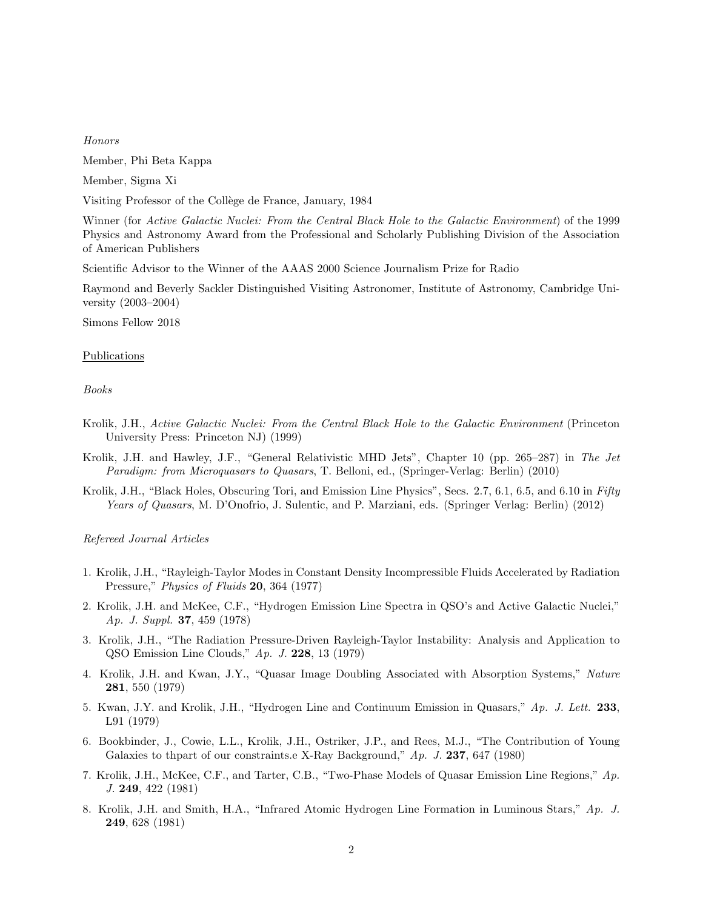*Honors*

Member, Phi Beta Kappa

Member, Sigma Xi

Visiting Professor of the Collège de France, January, 1984

Winner (for *Active Galactic Nuclei: From the Central Black Hole to the Galactic Environment*) of the 1999 Physics and Astronomy Award from the Professional and Scholarly Publishing Division of the Association of American Publishers

Scientific Advisor to the Winner of the AAAS 2000 Science Journalism Prize for Radio

Raymond and Beverly Sackler Distinguished Visiting Astronomer, Institute of Astronomy, Cambridge University (2003–2004)

Simons Fellow 2018

## Publications

*Books*

Krolik, J.H., *Active Galactic Nuclei: From the Central Black Hole to the Galactic Environment* (Princeton University Press: Princeton NJ) (1999)

Krolik, J.H. and Hawley, J.F., "General Relativistic MHD Jets", Chapter 10 (pp. 265–287) in *The Jet Paradigm: from Microquasars to Quasars*, T. Belloni, ed., (Springer-Verlag: Berlin) (2010)

Krolik, J.H., "Black Holes, Obscuring Tori, and Emission Line Physics", Secs. 2.7, 6.1, 6.5, and 6.10 in *Fifty Years of Quasars*, M. D'Onofrio, J. Sulentic, and P. Marziani, eds. (Springer Verlag: Berlin) (2012)

*Refereed Journal Articles*

1. Krolik, J.H., "Rayleigh-Taylor Modes in Constant Density Incompressible Fluids Accelerated by Radiation Pressure," *Physics of Fluids* **20**, 364 (1977)
2. Krolik, J.H. and McKee, C.F., "Hydrogen Emission Line Spectra in QSO's and Active Galactic Nuclei," *Ap. J. Suppl.* **37**, 459 (1978)
3. Krolik, J.H., "The Radiation Pressure-Driven Rayleigh-Taylor Instability: Analysis and Application to QSO Emission Line Clouds," *Ap. J.* **228**, 13 (1979)
4. Krolik, J.H. and Kwan, J.Y., "Quasar Image Doubling Associated with Absorption Systems," *Nature* **281**, 550 (1979)
5. Kwan, J.Y. and Krolik, J.H., "Hydrogen Line and Continuum Emission in Quasars," *Ap. J. Lett.* **233**, L91 (1979)
6. Bookbinder, J., Cowie, L.L., Krolik, J.H., Ostriker, J.P., and Rees, M.J., "The Contribution of Young Galaxies to thpart of our constraints.e X-Ray Background," *Ap. J.* **237**, 647 (1980)
7. Krolik, J.H., McKee, C.F., and Tarter, C.B., "Two-Phase Models of Quasar Emission Line Regions," *Ap. J.* **249**, 422 (1981)
8. Krolik, J.H. and Smith, H.A., "Infrared Atomic Hydrogen Line Formation in Luminous Stars," *Ap. J.* **249**, 628 (1981)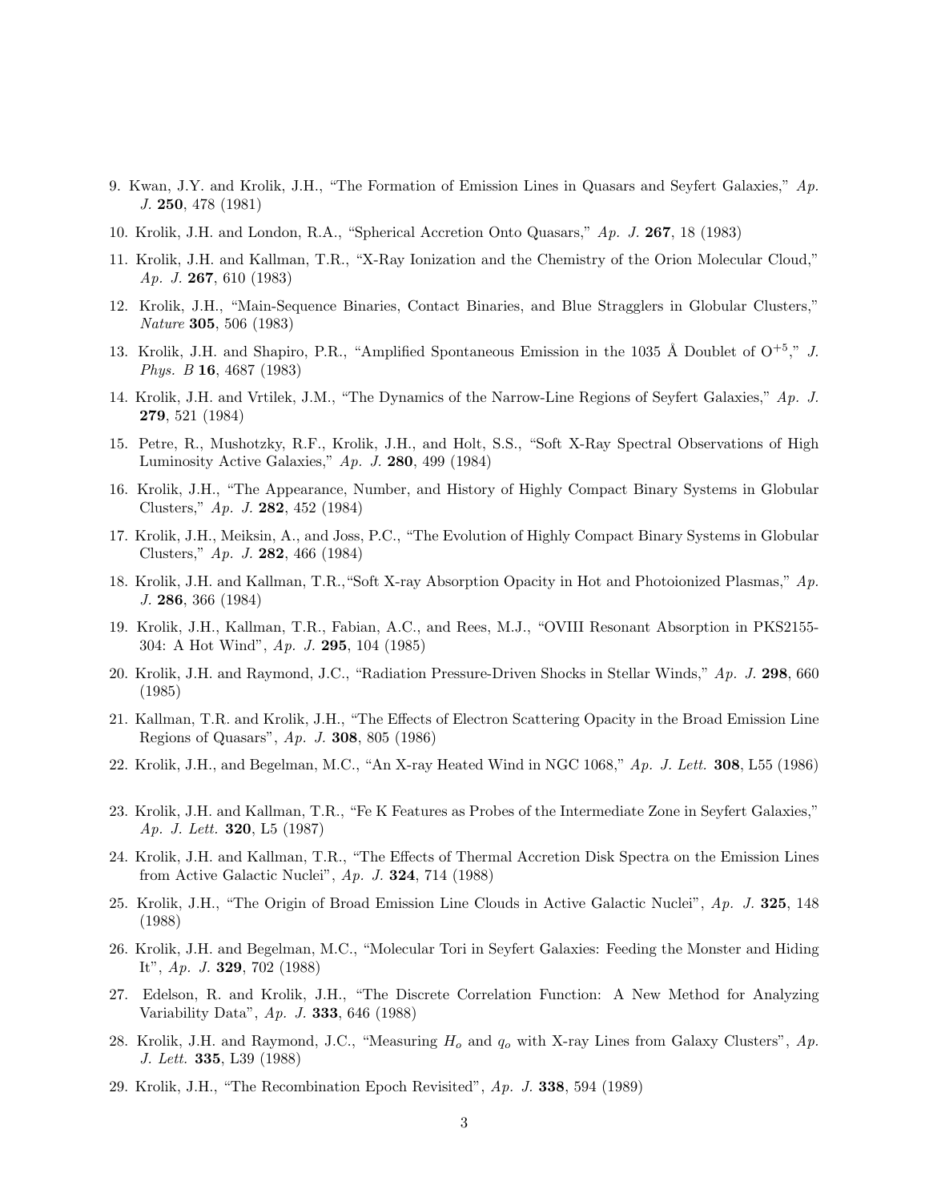9. Kwan, J.Y. and Krolik, J.H., "The Formation of Emission Lines in Quasars and Seyfert Galaxies," *Ap. J.* **250**, 478 (1981)

10. Krolik, J.H. and London, R.A., "Spherical Accretion Onto Quasars," *Ap. J.* **267**, 18 (1983)

11. Krolik, J.H. and Kallman, T.R., "X-Ray Ionization and the Chemistry of the Orion Molecular Cloud," *Ap. J.* **267**, 610 (1983)

12. Krolik, J.H., "Main-Sequence Binaries, Contact Binaries, and Blue Stragglers in Globular Clusters," *Nature* **305**, 506 (1983)

13. Krolik, J.H. and Shapiro, P.R., "Amplified Spontaneous Emission in the 1035 Å Doublet of $O^{+5}$," *J. Phys. B* **16**, 4687 (1983)

14. Krolik, J.H. and Vrtilek, J.M., "The Dynamics of the Narrow-Line Regions of Seyfert Galaxies," *Ap. J.* **279**, 521 (1984)

15. Petre, R., Mushotzky, R.F., Krolik, J.H., and Holt, S.S., "Soft X-Ray Spectral Observations of High Luminosity Active Galaxies," *Ap. J.* **280**, 499 (1984)

16. Krolik, J.H., "The Appearance, Number, and History of Highly Compact Binary Systems in Globular Clusters," *Ap. J.* **282**, 452 (1984)

17. Krolik, J.H., Meiksin, A., and Joss, P.C., "The Evolution of Highly Compact Binary Systems in Globular Clusters," *Ap. J.* **282**, 466 (1984)

18. Krolik, J.H. and Kallman, T.R., "Soft X-ray Absorption Opacity in Hot and Photoionized Plasmas," *Ap. J.* **286**, 366 (1984)

19. Krolik, J.H., Kallman, T.R., Fabian, A.C., and Rees, M.J., "OVIII Resonant Absorption in PKS2155-304: A Hot Wind", *Ap. J.* **295**, 104 (1985)

20. Krolik, J.H. and Raymond, J.C., "Radiation Pressure-Driven Shocks in Stellar Winds," *Ap. J.* **298**, 660 (1985)

21. Kallman, T.R. and Krolik, J.H., "The Effects of Electron Scattering Opacity in the Broad Emission Line Regions of Quasars", *Ap. J.* **308**, 805 (1986)

22. Krolik, J.H., and Begelman, M.C., "An X-ray Heated Wind in NGC 1068," *Ap. J. Lett.* **308**, L55 (1986)

23. Krolik, J.H. and Kallman, T.R., "Fe K Features as Probes of the Intermediate Zone in Seyfert Galaxies," *Ap. J. Lett.* **320**, L5 (1987)

24. Krolik, J.H. and Kallman, T.R., "The Effects of Thermal Accretion Disk Spectra on the Emission Lines from Active Galactic Nuclei", *Ap. J.* **324**, 714 (1988)

25. Krolik, J.H., "The Origin of Broad Emission Line Clouds in Active Galactic Nuclei", *Ap. J.* **325**, 148 (1988)

26. Krolik, J.H. and Begelman, M.C., "Molecular Tori in Seyfert Galaxies: Feeding the Monster and Hiding It", *Ap. J.* **329**, 702 (1988)

27. Edelson, R. and Krolik, J.H., "The Discrete Correlation Function: A New Method for Analyzing Variability Data", *Ap. J.* **333**, 646 (1988)

28. Krolik, J.H. and Raymond, J.C., "Measuring $H_o$ and $q_o$ with X-ray Lines from Galaxy Clusters", *Ap. J. Lett.* **335**, L39 (1988)

29. Krolik, J.H., "The Recombination Epoch Revisited", *Ap. J.* **338**, 594 (1989)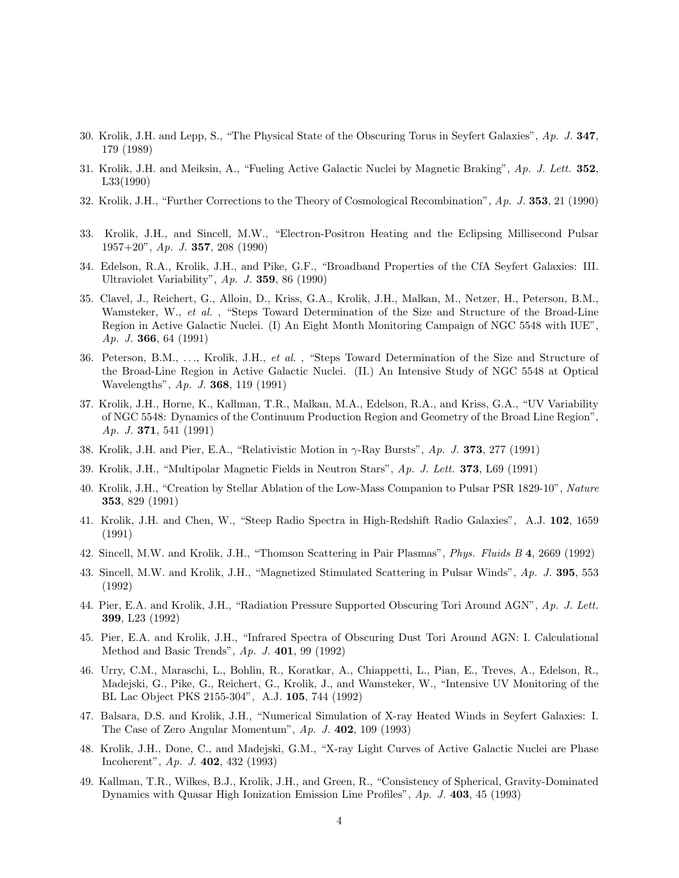30. Krolik, J.H. and Lepp, S., "The Physical State of the Obscuring Torus in Seyfert Galaxies", *Ap. J.* **347**, 179 (1989)

31. Krolik, J.H. and Meiksin, A., "Fueling Active Galactic Nuclei by Magnetic Braking", *Ap. J. Lett.* **352**, L33(1990)

32. Krolik, J.H., "Further Corrections to the Theory of Cosmological Recombination", *Ap. J.* **353**, 21 (1990)

33. Krolik, J.H., and Sincell, M.W., "Electron-Positron Heating and the Eclipsing Millisecond Pulsar 1957+20", *Ap. J.* **357**, 208 (1990)

34. Edelson, R.A., Krolik, J.H., and Pike, G.F., "Broadband Properties of the CfA Seyfert Galaxies: III. Ultraviolet Variability", *Ap. J.* **359**, 86 (1990)

35. Clavel, J., Reichert, G., Alloin, D., Kriss, G.A., Krolik, J.H., Malkan, M., Netzer, H., Peterson, B.M., Wamsteker, W., *et al.* , "Steps Toward Determination of the Size and Structure of the Broad-Line Region in Active Galactic Nuclei. (I) An Eight Month Monitoring Campaign of NGC 5548 with IUE", *Ap. J.* **366**, 64 (1991)

36. Peterson, B.M., ..., Krolik, J.H., *et al.* , "Steps Toward Determination of the Size and Structure of the Broad-Line Region in Active Galactic Nuclei. (II.) An Intensive Study of NGC 5548 at Optical Wavelengths", *Ap. J.* **368**, 119 (1991)

37. Krolik, J.H., Horne, K., Kallman, T.R., Malkan, M.A., Edelson, R.A., and Kriss, G.A., "UV Variability of NGC 5548: Dynamics of the Continuum Production Region and Geometry of the Broad Line Region", *Ap. J.* **371**, 541 (1991)

38. Krolik, J.H. and Pier, E.A., "Relativistic Motion in $\gamma$-Ray Bursts", *Ap. J.* **373**, 277 (1991)

39. Krolik, J.H., "Multipolar Magnetic Fields in Neutron Stars", *Ap. J. Lett.* **373**, L69 (1991)

40. Krolik, J.H., "Creation by Stellar Ablation of the Low-Mass Companion to Pulsar PSR 1829-10", *Nature* **353**, 829 (1991)

41. Krolik, J.H. and Chen, W., "Steep Radio Spectra in High-Redshift Radio Galaxies", A.J. **102**, 1659 (1991)

42. Sincell, M.W. and Krolik, J.H., "Thomson Scattering in Pair Plasmas", *Phys. Fluids B* **4**, 2669 (1992)

43. Sincell, M.W. and Krolik, J.H., "Magnetized Stimulated Scattering in Pulsar Winds", *Ap. J.* **395**, 553 (1992)

44. Pier, E.A. and Krolik, J.H., "Radiation Pressure Supported Obscuring Tori Around AGN", *Ap. J. Lett.* **399**, L23 (1992)

45. Pier, E.A. and Krolik, J.H., "Infrared Spectra of Obscuring Dust Tori Around AGN: I. Calculational Method and Basic Trends", *Ap. J.* **401**, 99 (1992)

46. Urry, C.M., Maraschi, L., Bohlin, R., Koratkar, A., Chiappetti, L., Pian, E., Treves, A., Edelson, R., Madejski, G., Pike, G., Reichert, G., Krolik, J., and Wamsteker, W., "Intensive UV Monitoring of the BL Lac Object PKS 2155-304", A.J. **105**, 744 (1992)

47. Balsara, D.S. and Krolik, J.H., "Numerical Simulation of X-ray Heated Winds in Seyfert Galaxies: I. The Case of Zero Angular Momentum", *Ap. J.* **402**, 109 (1993)

48. Krolik, J.H., Done, C., and Madejski, G.M., "X-ray Light Curves of Active Galactic Nuclei are Phase Incoherent", *Ap. J.* **402**, 432 (1993)

49. Kallman, T.R., Wilkes, B.J., Krolik, J.H., and Green, R., "Consistency of Spherical, Gravity-Dominated Dynamics with Quasar High Ionization Emission Line Profiles", *Ap. J.* **403**, 45 (1993)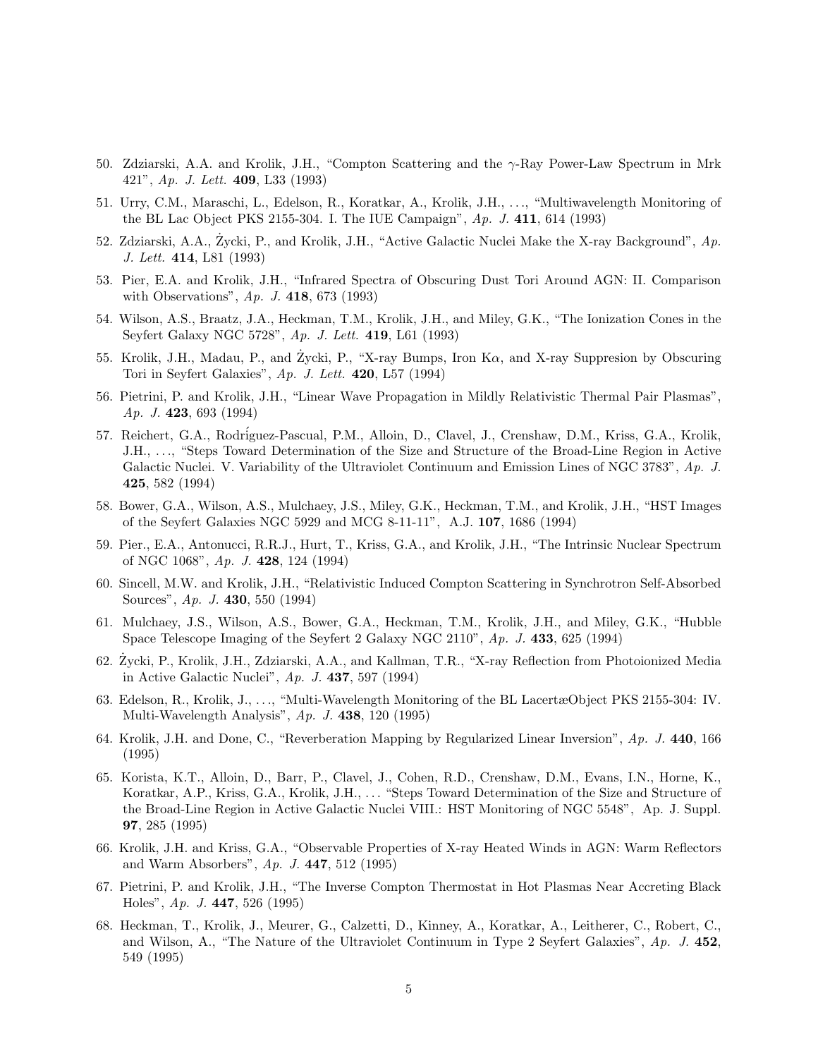50. Zdziarski, A.A. and Krolik, J.H., "Compton Scattering and the $\gamma$-Ray Power-Law Spectrum in Mrk 421", *Ap. J. Lett.* **409**, L33 (1993)

51. Urry, C.M., Maraschi, L., Edelson, R., Koratkar, A., Krolik, J.H., . . ., "Multiwavelength Monitoring of the BL Lac Object PKS 2155-304. I. The IUE Campaign", *Ap. J.* **411**, 614 (1993)

52. Zdziarski, A.A., Życki, P., and Krolik, J.H., "Active Galactic Nuclei Make the X-ray Background", *Ap. J. Lett.* **414**, L81 (1993)

53. Pier, E.A. and Krolik, J.H., "Infrared Spectra of Obscuring Dust Tori Around AGN: II. Comparison with Observations", *Ap. J.* **418**, 673 (1993)

54. Wilson, A.S., Braatz, J.A., Heckman, T.M., Krolik, J.H., and Miley, G.K., "The Ionization Cones in the Seyfert Galaxy NGC 5728", *Ap. J. Lett.* **419**, L61 (1993)

55. Krolik, J.H., Madau, P., and Życki, P., "X-ray Bumps, Iron K$\alpha$, and X-ray Suppresion by Obscuring Tori in Seyfert Galaxies", *Ap. J. Lett.* **420**, L57 (1994)

56. Pietrini, P. and Krolik, J.H., "Linear Wave Propagation in Mildly Relativistic Thermal Pair Plasmas", *Ap. J.* **423**, 693 (1994)

57. Reichert, G.A., Rodríguez-Pascual, P.M., Alloin, D., Clavel, J., Crenshaw, D.M., Kriss, G.A., Krolik, J.H., . . ., "Steps Toward Determination of the Size and Structure of the Broad-Line Region in Active Galactic Nuclei. V. Variability of the Ultraviolet Continuum and Emission Lines of NGC 3783", *Ap. J.* **425**, 582 (1994)

58. Bower, G.A., Wilson, A.S., Mulchaey, J.S., Miley, G.K., Heckman, T.M., and Krolik, J.H., "HST Images of the Seyfert Galaxies NGC 5929 and MCG 8-11-11", A.J. **107**, 1686 (1994)

59. Pier., E.A., Antonucci, R.R.J., Hurt, T., Kriss, G.A., and Krolik, J.H., "The Intrinsic Nuclear Spectrum of NGC 1068", *Ap. J.* **428**, 124 (1994)

60. Sincell, M.W. and Krolik, J.H., "Relativistic Induced Compton Scattering in Synchrotron Self-Absorbed Sources", *Ap. J.* **430**, 550 (1994)

61. Mulchaey, J.S., Wilson, A.S., Bower, G.A., Heckman, T.M., Krolik, J.H., and Miley, G.K., "Hubble Space Telescope Imaging of the Seyfert 2 Galaxy NGC 2110", *Ap. J.* **433**, 625 (1994)

62. Życki, P., Krolik, J.H., Zdziarski, A.A., and Kallman, T.R., "X-ray Reflection from Photoionized Media in Active Galactic Nuclei", *Ap. J.* **437**, 597 (1994)

63. Edelson, R., Krolik, J., . . ., "Multi-Wavelength Monitoring of the BL LacertæObject PKS 2155-304: IV. Multi-Wavelength Analysis", *Ap. J.* **438**, 120 (1995)

64. Krolik, J.H. and Done, C., "Reverberation Mapping by Regularized Linear Inversion", *Ap. J.* **440**, 166 (1995)

65. Korista, K.T., Alloin, D., Barr, P., Clavel, J., Cohen, R.D., Crenshaw, D.M., Evans, I.N., Horne, K., Koratkar, A.P., Kriss, G.A., Krolik, J.H., . . . "Steps Toward Determination of the Size and Structure of the Broad-Line Region in Active Galactic Nuclei VIII.: HST Monitoring of NGC 5548", Ap. J. Suppl. **97**, 285 (1995)

66. Krolik, J.H. and Kriss, G.A., "Observable Properties of X-ray Heated Winds in AGN: Warm Reflectors and Warm Absorbers", *Ap. J.* **447**, 512 (1995)

67. Pietrini, P. and Krolik, J.H., "The Inverse Compton Thermostat in Hot Plasmas Near Accreting Black Holes", *Ap. J.* **447**, 526 (1995)

68. Heckman, T., Krolik, J., Meurer, G., Calzetti, D., Kinney, A., Koratkar, A., Leitherer, C., Robert, C., and Wilson, A., "The Nature of the Ultraviolet Continuum in Type 2 Seyfert Galaxies", *Ap. J.* **452**, 549 (1995)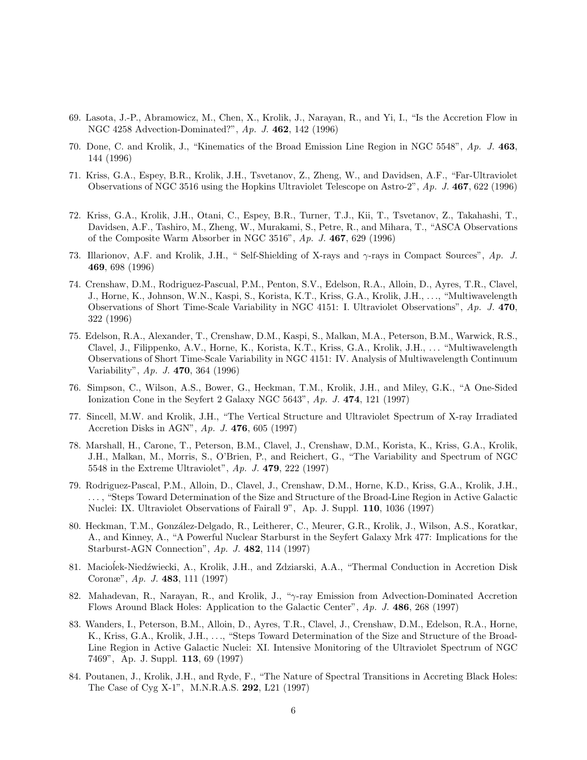69. Lasota, J.-P., Abramowicz, M., Chen, X., Krolik, J., Narayan, R., and Yi, I., "Is the Accretion Flow in NGC 4258 Advection-Dominated?", *Ap. J.* **462**, 142 (1996)

70. Done, C. and Krolik, J., "Kinematics of the Broad Emission Line Region in NGC 5548", *Ap. J.* **463**, 144 (1996)

71. Kriss, G.A., Espey, B.R., Krolik, J.H., Tsvetanov, Z., Zheng, W., and Davidsen, A.F., "Far-Ultraviolet Observations of NGC 3516 using the Hopkins Ultraviolet Telescope on Astro-2", *Ap. J.* **467**, 622 (1996)

72. Kriss, G.A., Krolik, J.H., Otani, C., Espey, B.R., Turner, T.J., Kii, T., Tsvetanov, Z., Takahashi, T., Davidsen, A.F., Tashiro, M., Zheng, W., Murakami, S., Petre, R., and Mihara, T., "ASCA Observations of the Composite Warm Absorber in NGC 3516", *Ap. J.* **467**, 629 (1996)

73. Illarionov, A.F. and Krolik, J.H., " Self-Shielding of X-rays and $\gamma$-rays in Compact Sources", *Ap. J.* **469**, 698 (1996)

74. Crenshaw, D.M., Rodriguez-Pascual, P.M., Penton, S.V., Edelson, R.A., Alloin, D., Ayres, T.R., Clavel, J., Horne, K., Johnson, W.N., Kaspi, S., Korista, K.T., Kriss, G.A., Krolik, J.H., . . ., "Multiwavelength Observations of Short Time-Scale Variability in NGC 4151: I. Ultraviolet Observations", *Ap. J.* **470**, 322 (1996)

75. Edelson, R.A., Alexander, T., Crenshaw, D.M., Kaspi, S., Malkan, M.A., Peterson, B.M., Warwick, R.S., Clavel, J., Filippenko, A.V., Horne, K., Korista, K.T., Kriss, G.A., Krolik, J.H., . . . "Multiwavelength Observations of Short Time-Scale Variability in NGC 4151: IV. Analysis of Multiwavelength Continuum Variability", *Ap. J.* **470**, 364 (1996)

76. Simpson, C., Wilson, A.S., Bower, G., Heckman, T.M., Krolik, J.H., and Miley, G.K., "A One-Sided Ionization Cone in the Seyfert 2 Galaxy NGC 5643", *Ap. J.* **474**, 121 (1997)

77. Sincell, M.W. and Krolik, J.H., "The Vertical Structure and Ultraviolet Spectrum of X-ray Irradiated Accretion Disks in AGN", *Ap. J.* **476**, 605 (1997)

78. Marshall, H., Carone, T., Peterson, B.M., Clavel, J., Crenshaw, D.M., Korista, K., Kriss, G.A., Krolik, J.H., Malkan, M., Morris, S., O'Brien, P., and Reichert, G., "The Variability and Spectrum of NGC 5548 in the Extreme Ultraviolet", *Ap. J.* **479**, 222 (1997)

79. Rodriguez-Pascal, P.M., Alloin, D., Clavel, J., Crenshaw, D.M., Horne, K.D., Kriss, G.A., Krolik, J.H., . . . , "Steps Toward Determination of the Size and Structure of the Broad-Line Region in Active Galactic Nuclei: IX. Ultraviolet Observations of Fairall 9", Ap. J. Suppl. **110**, 1036 (1997)

80. Heckman, T.M., González-Delgado, R., Leitherer, C., Meurer, G.R., Krolik, J., Wilson, A.S., Koratkar, A., and Kinney, A., "A Powerful Nuclear Starburst in the Seyfert Galaxy Mrk 477: Implications for the Starburst-AGN Connection", *Ap. J.* **482**, 114 (1997)

81. Maciołek-Niedźwiecki, A., Krolik, J.H., and Zdziarski, A.A., "Thermal Conduction in Accretion Disk Coronæ", *Ap. J.* **483**, 111 (1997)

82. Mahadevan, R., Narayan, R., and Krolik, J., "$\gamma$-ray Emission from Advection-Dominated Accretion Flows Around Black Holes: Application to the Galactic Center", *Ap. J.* **486**, 268 (1997)

83. Wanders, I., Peterson, B.M., Alloin, D., Ayres, T.R., Clavel, J., Crenshaw, D.M., Edelson, R.A., Horne, K., Kriss, G.A., Krolik, J.H., . . ., "Steps Toward Determination of the Size and Structure of the Broad-Line Region in Active Galactic Nuclei: XI. Intensive Monitoring of the Ultraviolet Spectrum of NGC 7469", Ap. J. Suppl. **113**, 69 (1997)

84. Poutanen, J., Krolik, J.H., and Ryde, F., "The Nature of Spectral Transitions in Accreting Black Holes: The Case of Cyg X-1", M.N.R.A.S. **292**, L21 (1997)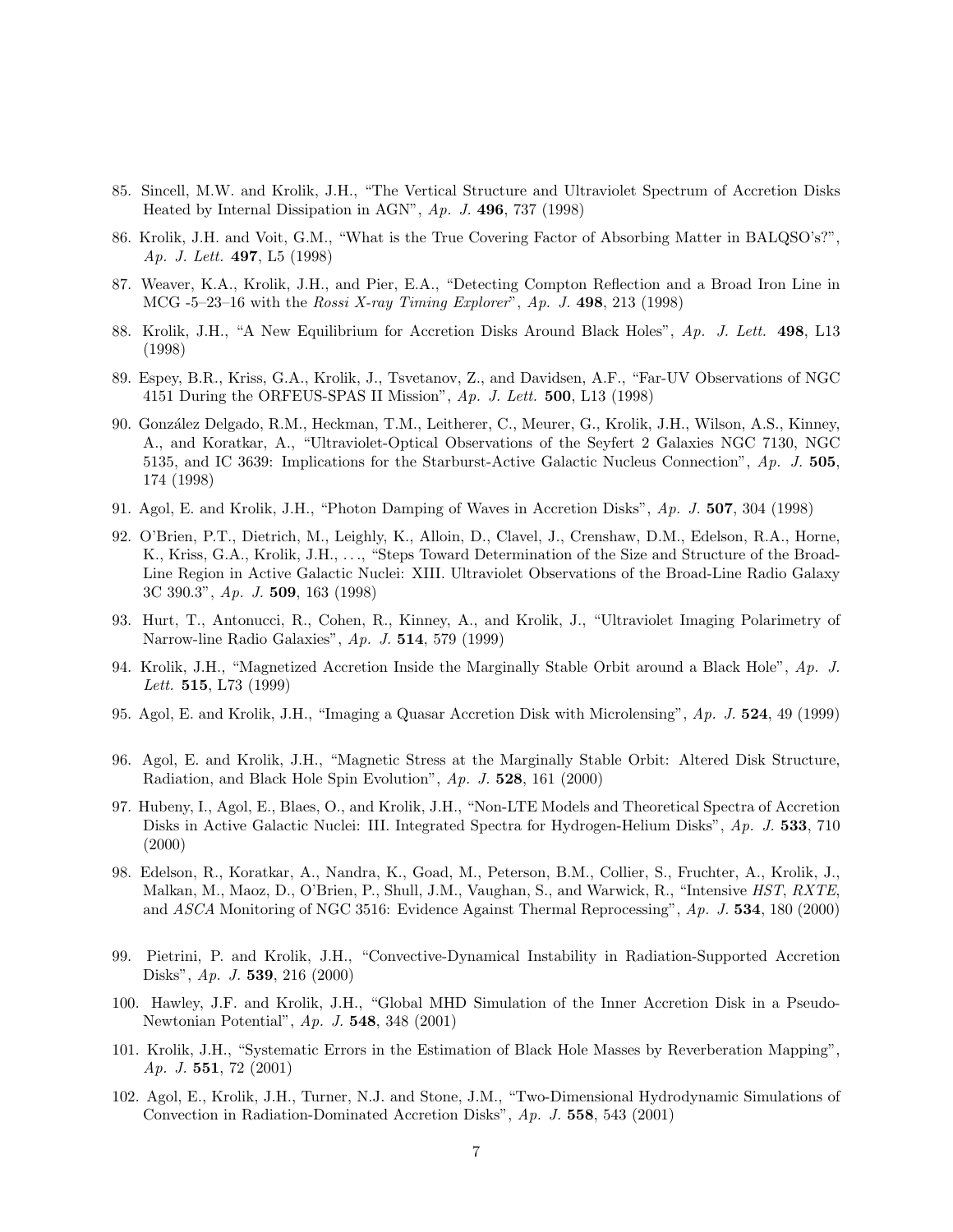85. Sincell, M.W. and Krolik, J.H., "The Vertical Structure and Ultraviolet Spectrum of Accretion Disks Heated by Internal Dissipation in AGN", *Ap. J.* **496**, 737 (1998)

86. Krolik, J.H. and Voit, G.M., "What is the True Covering Factor of Absorbing Matter in BALQSO's?", *Ap. J. Lett.* **497**, L5 (1998)

87. Weaver, K.A., Krolik, J.H., and Pier, E.A., "Detecting Compton Reflection and a Broad Iron Line in MCG -5–23–16 with the *Rossi X-ray Timing Explorer*", *Ap. J.* **498**, 213 (1998)

88. Krolik, J.H., "A New Equilibrium for Accretion Disks Around Black Holes", *Ap. J. Lett.* **498**, L13 (1998)

89. Espey, B.R., Kriss, G.A., Krolik, J., Tsvetanov, Z., and Davidsen, A.F., "Far-UV Observations of NGC 4151 During the ORFEUS-SPAS II Mission", *Ap. J. Lett.* **500**, L13 (1998)

90. González Delgado, R.M., Heckman, T.M., Leitherer, C., Meurer, G., Krolik, J.H., Wilson, A.S., Kinney, A., and Koratkar, A., "Ultraviolet-Optical Observations of the Seyfert 2 Galaxies NGC 7130, NGC 5135, and IC 3639: Implications for the Starburst-Active Galactic Nucleus Connection", *Ap. J.* **505**, 174 (1998)

91. Agol, E. and Krolik, J.H., "Photon Damping of Waves in Accretion Disks", *Ap. J.* **507**, 304 (1998)

92. O'Brien, P.T., Dietrich, M., Leighly, K., Alloin, D., Clavel, J., Crenshaw, D.M., Edelson, R.A., Horne, K., Kriss, G.A., Krolik, J.H., ..., "Steps Toward Determination of the Size and Structure of the Broad-Line Region in Active Galactic Nuclei: XIII. Ultraviolet Observations of the Broad-Line Radio Galaxy 3C 390.3", *Ap. J.* **509**, 163 (1998)

93. Hurt, T., Antonucci, R., Cohen, R., Kinney, A., and Krolik, J., "Ultraviolet Imaging Polarimetry of Narrow-line Radio Galaxies", *Ap. J.* **514**, 579 (1999)

94. Krolik, J.H., "Magnetized Accretion Inside the Marginally Stable Orbit around a Black Hole", *Ap. J. Lett.* **515**, L73 (1999)

95. Agol, E. and Krolik, J.H., "Imaging a Quasar Accretion Disk with Microlensing", *Ap. J.* **524**, 49 (1999)

96. Agol, E. and Krolik, J.H., "Magnetic Stress at the Marginally Stable Orbit: Altered Disk Structure, Radiation, and Black Hole Spin Evolution", *Ap. J.* **528**, 161 (2000)

97. Hubeny, I., Agol, E., Blaes, O., and Krolik, J.H., "Non-LTE Models and Theoretical Spectra of Accretion Disks in Active Galactic Nuclei: III. Integrated Spectra for Hydrogen-Helium Disks", *Ap. J.* **533**, 710 (2000)

98. Edelson, R., Koratkar, A., Nandra, K., Goad, M., Peterson, B.M., Collier, S., Fruchter, A., Krolik, J., Malkan, M., Maoz, D., O'Brien, P., Shull, J.M., Vaughan, S., and Warwick, R., "Intensive *HST*, *RXTE*, and *ASCA* Monitoring of NGC 3516: Evidence Against Thermal Reprocessing", *Ap. J.* **534**, 180 (2000)

99. Pietrini, P. and Krolik, J.H., "Convective-Dynamical Instability in Radiation-Supported Accretion Disks", *Ap. J.* **539**, 216 (2000)

100. Hawley, J.F. and Krolik, J.H., "Global MHD Simulation of the Inner Accretion Disk in a Pseudo-Newtonian Potential", *Ap. J.* **548**, 348 (2001)

101. Krolik, J.H., "Systematic Errors in the Estimation of Black Hole Masses by Reverberation Mapping", *Ap. J.* **551**, 72 (2001)

102. Agol, E., Krolik, J.H., Turner, N.J. and Stone, J.M., "Two-Dimensional Hydrodynamic Simulations of Convection in Radiation-Dominated Accretion Disks", *Ap. J.* **558**, 543 (2001)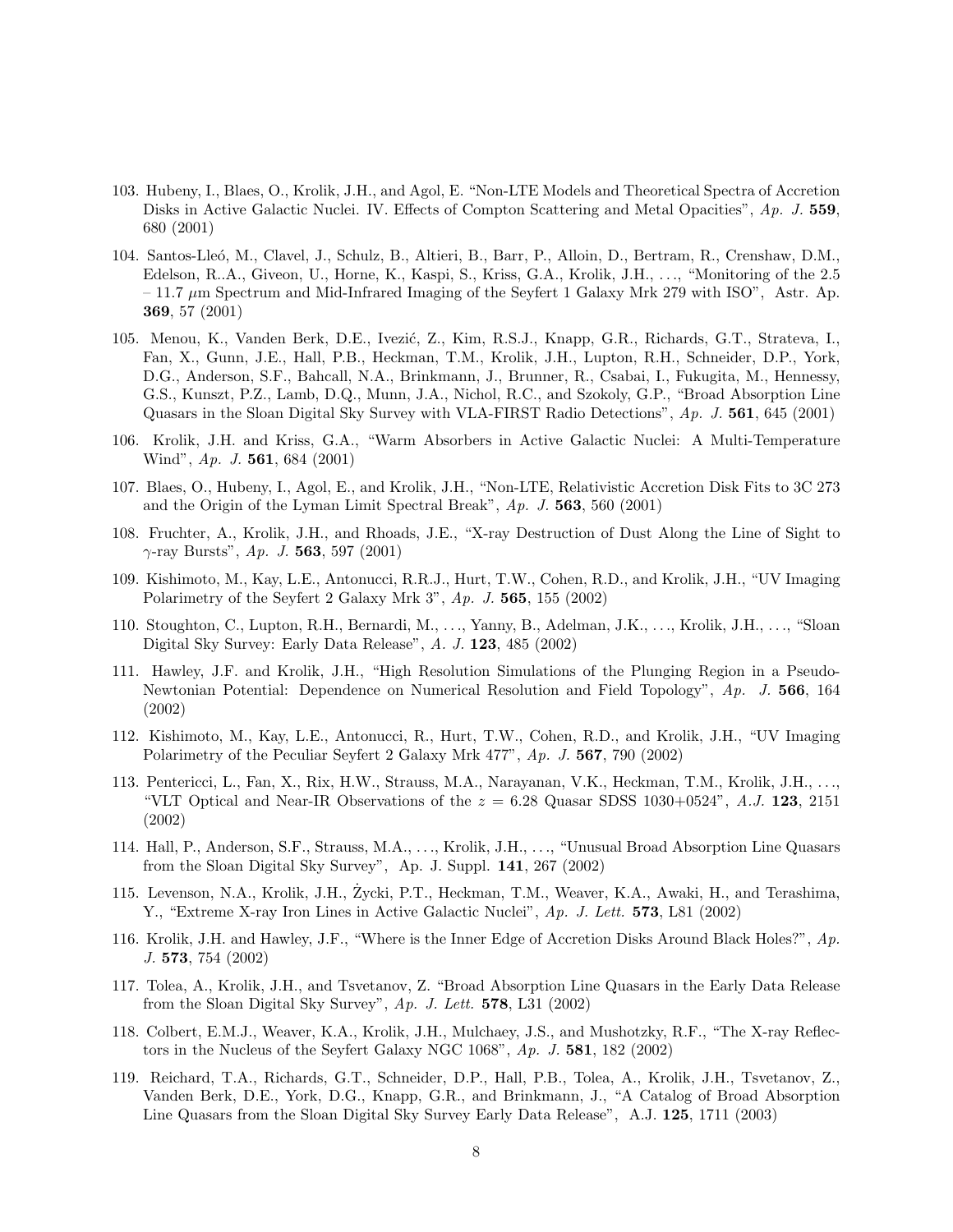103. Hubeny, I., Blaes, O., Krolik, J.H., and Agol, E. "Non-LTE Models and Theoretical Spectra of Accretion Disks in Active Galactic Nuclei. IV. Effects of Compton Scattering and Metal Opacities", *Ap. J.* **559**, 680 (2001)

104. Santos-Lleó, M., Clavel, J., Schulz, B., Altieri, B., Barr, P., Alloin, D., Bertram, R., Crenshaw, D.M., Edelson, R..A., Giveon, U., Horne, K., Kaspi, S., Kriss, G.A., Krolik, J.H., . . ., "Monitoring of the 2.5 – 11.7 $\mu$m Spectrum and Mid-Infrared Imaging of the Seyfert 1 Galaxy Mrk 279 with ISO", Astr. Ap. **369**, 57 (2001)

105. Menou, K., Vanden Berk, D.E., Ivezić, Z., Kim, R.S.J., Knapp, G.R., Richards, G.T., Strateva, I., Fan, X., Gunn, J.E., Hall, P.B., Heckman, T.M., Krolik, J.H., Lupton, R.H., Schneider, D.P., York, D.G., Anderson, S.F., Bahcall, N.A., Brinkmann, J., Brunner, R., Csabai, I., Fukugita, M., Hennessy, G.S., Kunszt, P.Z., Lamb, D.Q., Munn, J.A., Nichol, R.C., and Szokoly, G.P., "Broad Absorption Line Quasars in the Sloan Digital Sky Survey with VLA-FIRST Radio Detections", *Ap. J.* **561**, 645 (2001)

106. Krolik, J.H. and Kriss, G.A., "Warm Absorbers in Active Galactic Nuclei: A Multi-Temperature Wind", *Ap. J.* **561**, 684 (2001)

107. Blaes, O., Hubeny, I., Agol, E., and Krolik, J.H., "Non-LTE, Relativistic Accretion Disk Fits to 3C 273 and the Origin of the Lyman Limit Spectral Break", *Ap. J.* **563**, 560 (2001)

108. Fruchter, A., Krolik, J.H., and Rhoads, J.E., "X-ray Destruction of Dust Along the Line of Sight to $\gamma$-ray Bursts", *Ap. J.* **563**, 597 (2001)

109. Kishimoto, M., Kay, L.E., Antonucci, R.R.J., Hurt, T.W., Cohen, R.D., and Krolik, J.H., "UV Imaging Polarimetry of the Seyfert 2 Galaxy Mrk 3", *Ap. J.* **565**, 155 (2002)

110. Stoughton, C., Lupton, R.H., Bernardi, M., . . ., Yanny, B., Adelman, J.K., . . ., Krolik, J.H., . . ., "Sloan Digital Sky Survey: Early Data Release", *A. J.* **123**, 485 (2002)

111. Hawley, J.F. and Krolik, J.H., "High Resolution Simulations of the Plunging Region in a Pseudo-Newtonian Potential: Dependence on Numerical Resolution and Field Topology", *Ap. J.* **566**, 164 (2002)

112. Kishimoto, M., Kay, L.E., Antonucci, R., Hurt, T.W., Cohen, R.D., and Krolik, J.H., "UV Imaging Polarimetry of the Peculiar Seyfert 2 Galaxy Mrk 477", *Ap. J.* **567**, 790 (2002)

113. Pentericci, L., Fan, X., Rix, H.W., Strauss, M.A., Narayanan, V.K., Heckman, T.M., Krolik, J.H., . . ., "VLT Optical and Near-IR Observations of the $z = 6.28$ Quasar SDSS 1030+0524", *A.J.* **123**, 2151 (2002)

114. Hall, P., Anderson, S.F., Strauss, M.A., . . ., Krolik, J.H., . . ., "Unusual Broad Absorption Line Quasars from the Sloan Digital Sky Survey", Ap. J. Suppl. **141**, 267 (2002)

115. Levenson, N.A., Krolik, J.H., Życki, P.T., Heckman, T.M., Weaver, K.A., Awaki, H., and Terashima, Y., "Extreme X-ray Iron Lines in Active Galactic Nuclei", *Ap. J. Lett.* **573**, L81 (2002)

116. Krolik, J.H. and Hawley, J.F., "Where is the Inner Edge of Accretion Disks Around Black Holes?", *Ap. J.* **573**, 754 (2002)

117. Tolea, A., Krolik, J.H., and Tsvetanov, Z. "Broad Absorption Line Quasars in the Early Data Release from the Sloan Digital Sky Survey", *Ap. J. Lett.* **578**, L31 (2002)

118. Colbert, E.M.J., Weaver, K.A., Krolik, J.H., Mulchaey, J.S., and Mushotzky, R.F., "The X-ray Reflectors in the Nucleus of the Seyfert Galaxy NGC 1068", *Ap. J.* **581**, 182 (2002)

119. Reichard, T.A., Richards, G.T., Schneider, D.P., Hall, P.B., Tolea, A., Krolik, J.H., Tsvetanov, Z., Vanden Berk, D.E., York, D.G., Knapp, G.R., and Brinkmann, J., "A Catalog of Broad Absorption Line Quasars from the Sloan Digital Sky Survey Early Data Release", A.J. **125**, 1711 (2003)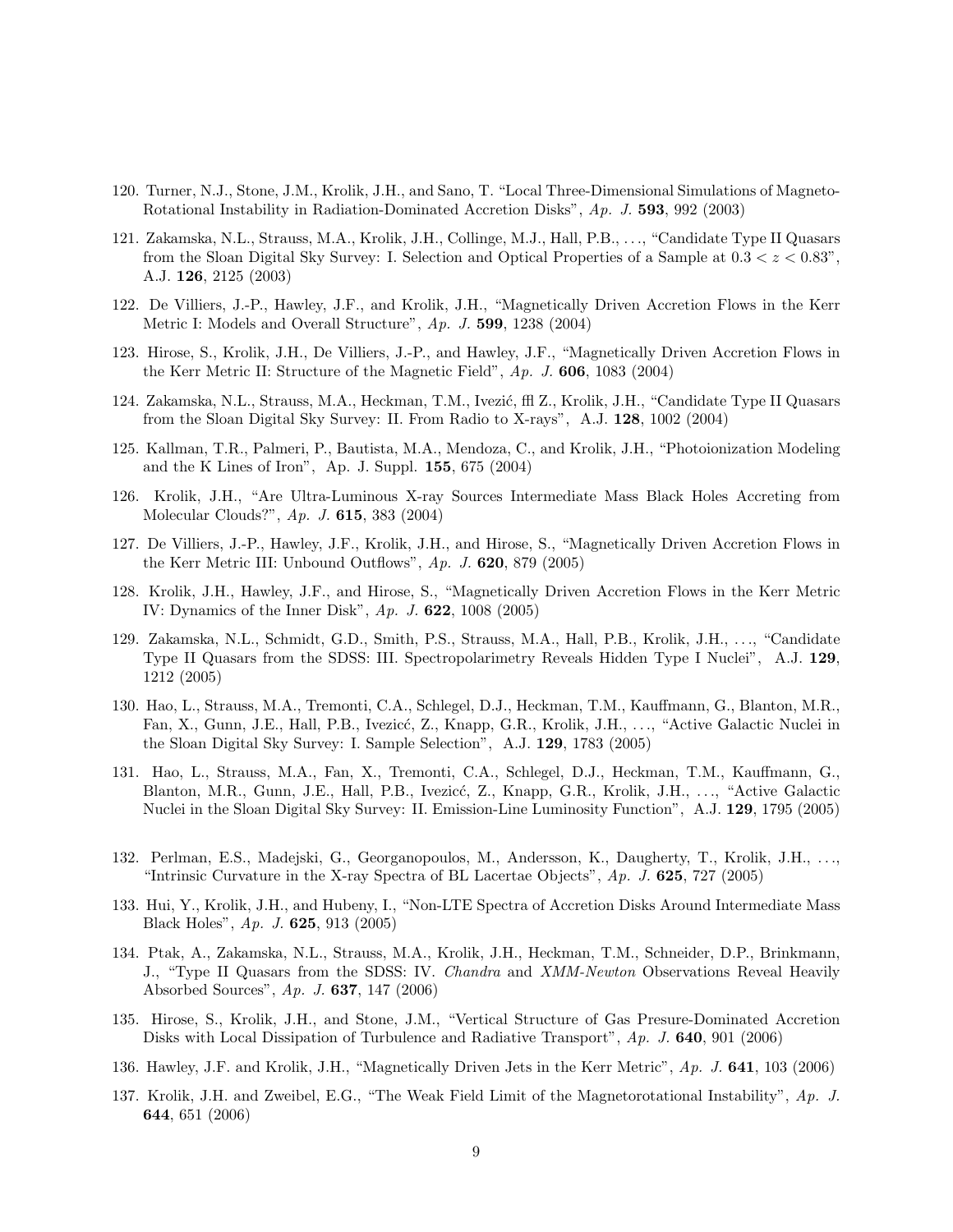120. Turner, N.J., Stone, J.M., Krolik, J.H., and Sano, T. "Local Three-Dimensional Simulations of Magneto-Rotational Instability in Radiation-Dominated Accretion Disks", *Ap. J.* **593**, 992 (2003)

121. Zakamska, N.L., Strauss, M.A., Krolik, J.H., Collinge, M.J., Hall, P.B., . . ., "Candidate Type II Quasars from the Sloan Digital Sky Survey: I. Selection and Optical Properties of a Sample at $0.3 < z < 0.83$", A.J. **126**, 2125 (2003)

122. De Villiers, J.-P., Hawley, J.F., and Krolik, J.H., "Magnetically Driven Accretion Flows in the Kerr Metric I: Models and Overall Structure", *Ap. J.* **599**, 1238 (2004)

123. Hirose, S., Krolik, J.H., De Villiers, J.-P., and Hawley, J.F., "Magnetically Driven Accretion Flows in the Kerr Metric II: Structure of the Magnetic Field", *Ap. J.* **606**, 1083 (2004)

124. Zakamska, N.L., Strauss, M.A., Heckman, T.M., Ivezić, ffl Z., Krolik, J.H., "Candidate Type II Quasars from the Sloan Digital Sky Survey: II. From Radio to X-rays", A.J. **128**, 1002 (2004)

125. Kallman, T.R., Palmeri, P., Bautista, M.A., Mendoza, C., and Krolik, J.H., "Photoionization Modeling and the K Lines of Iron", Ap. J. Suppl. **155**, 675 (2004)

126. Krolik, J.H., "Are Ultra-Luminous X-ray Sources Intermediate Mass Black Holes Accreting from Molecular Clouds?", *Ap. J.* **615**, 383 (2004)

127. De Villiers, J.-P., Hawley, J.F., Krolik, J.H., and Hirose, S., "Magnetically Driven Accretion Flows in the Kerr Metric III: Unbound Outflows", *Ap. J.* **620**, 879 (2005)

128. Krolik, J.H., Hawley, J.F., and Hirose, S., "Magnetically Driven Accretion Flows in the Kerr Metric IV: Dynamics of the Inner Disk", *Ap. J.* **622**, 1008 (2005)

129. Zakamska, N.L., Schmidt, G.D., Smith, P.S., Strauss, M.A., Hall, P.B., Krolik, J.H., . . ., "Candidate Type II Quasars from the SDSS: III. Spectropolarimetry Reveals Hidden Type I Nuclei", A.J. **129**, 1212 (2005)

130. Hao, L., Strauss, M.A., Tremonti, C.A., Schlegel, D.J., Heckman, T.M., Kauffmann, G., Blanton, M.R., Fan, X., Gunn, J.E., Hall, P.B., Ivezicć, Z., Knapp, G.R., Krolik, J.H., . . ., "Active Galactic Nuclei in the Sloan Digital Sky Survey: I. Sample Selection", A.J. **129**, 1783 (2005)

131. Hao, L., Strauss, M.A., Fan, X., Tremonti, C.A., Schlegel, D.J., Heckman, T.M., Kauffmann, G., Blanton, M.R., Gunn, J.E., Hall, P.B., Ivezicć, Z., Knapp, G.R., Krolik, J.H., . . ., "Active Galactic Nuclei in the Sloan Digital Sky Survey: II. Emission-Line Luminosity Function", A.J. **129**, 1795 (2005)

132. Perlman, E.S., Madejski, G., Georganopoulos, M., Andersson, K., Daugherty, T., Krolik, J.H., . . ., "Intrinsic Curvature in the X-ray Spectra of BL Lacertae Objects", *Ap. J.* **625**, 727 (2005)

133. Hui, Y., Krolik, J.H., and Hubeny, I., "Non-LTE Spectra of Accretion Disks Around Intermediate Mass Black Holes", *Ap. J.* **625**, 913 (2005)

134. Ptak, A., Zakamska, N.L., Strauss, M.A., Krolik, J.H., Heckman, T.M., Schneider, D.P., Brinkmann, J., "Type II Quasars from the SDSS: IV. *Chandra* and *XMM-Newton* Observations Reveal Heavily Absorbed Sources", *Ap. J.* **637**, 147 (2006)

135. Hirose, S., Krolik, J.H., and Stone, J.M., "Vertical Structure of Gas Presure-Dominated Accretion Disks with Local Dissipation of Turbulence and Radiative Transport", *Ap. J.* **640**, 901 (2006)

136. Hawley, J.F. and Krolik, J.H., "Magnetically Driven Jets in the Kerr Metric", *Ap. J.* **641**, 103 (2006)

137. Krolik, J.H. and Zweibel, E.G., "The Weak Field Limit of the Magnetorotational Instability", *Ap. J.* **644**, 651 (2006)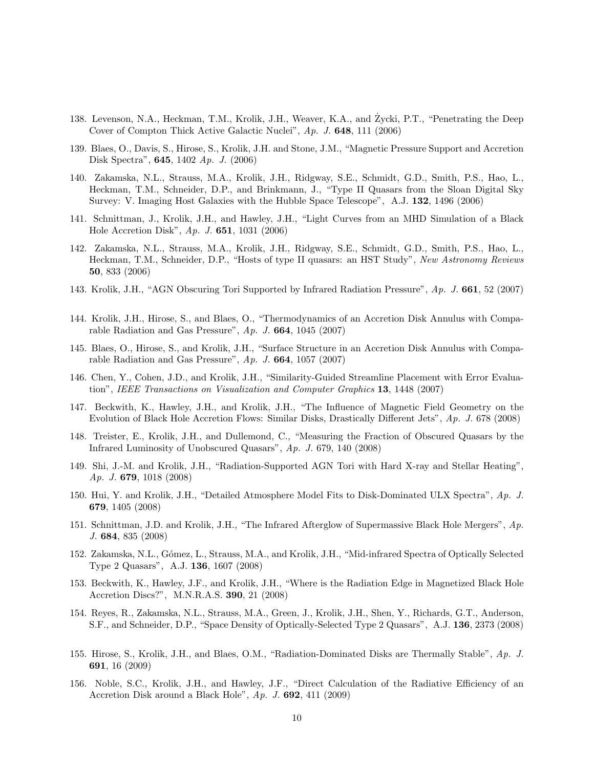138. Levenson, N.A., Heckman, T.M., Krolik, J.H., Weaver, K.A., and Życki, P.T., "Penetrating the Deep Cover of Compton Thick Active Galactic Nuclei", *Ap. J.* **648**, 111 (2006)

139. Blaes, O., Davis, S., Hirose, S., Krolik, J.H. and Stone, J.M., "Magnetic Pressure Support and Accretion Disk Spectra", **645**, 1402 *Ap. J.* (2006)

140. Zakamska, N.L., Strauss, M.A., Krolik, J.H., Ridgway, S.E., Schmidt, G.D., Smith, P.S., Hao, L., Heckman, T.M., Schneider, D.P., and Brinkmann, J., "Type II Quasars from the Sloan Digital Sky Survey: V. Imaging Host Galaxies with the Hubble Space Telescope", A.J. **132**, 1496 (2006)

141. Schnittman, J., Krolik, J.H., and Hawley, J.H., "Light Curves from an MHD Simulation of a Black Hole Accretion Disk", *Ap. J.* **651**, 1031 (2006)

142. Zakamska, N.L., Strauss, M.A., Krolik, J.H., Ridgway, S.E., Schmidt, G.D., Smith, P.S., Hao, L., Heckman, T.M., Schneider, D.P., "Hosts of type II quasars: an HST Study", *New Astronomy Reviews* **50**, 833 (2006)

143. Krolik, J.H., "AGN Obscuring Tori Supported by Infrared Radiation Pressure", *Ap. J.* **661**, 52 (2007)

144. Krolik, J.H., Hirose, S., and Blaes, O., "Thermodynamics of an Accretion Disk Annulus with Comparable Radiation and Gas Pressure", *Ap. J.* **664**, 1045 (2007)

145. Blaes, O., Hirose, S., and Krolik, J.H., "Surface Structure in an Accretion Disk Annulus with Comparable Radiation and Gas Pressure", *Ap. J.* **664**, 1057 (2007)

146. Chen, Y., Cohen, J.D., and Krolik, J.H., "Similarity-Guided Streamline Placement with Error Evaluation", *IEEE Transactions on Visualization and Computer Graphics* **13**, 1448 (2007)

147. Beckwith, K., Hawley, J.H., and Krolik, J.H., "The Influence of Magnetic Field Geometry on the Evolution of Black Hole Accretion Flows: Similar Disks, Drastically Different Jets", *Ap. J.* 678 (2008)

148. Treister, E., Krolik, J.H., and Dullemond, C., "Measuring the Fraction of Obscured Quasars by the Infrared Luminosity of Unobscured Quasars", *Ap. J.* 679, 140 (2008)

149. Shi, J.-M. and Krolik, J.H., "Radiation-Supported AGN Tori with Hard X-ray and Stellar Heating", *Ap. J.* **679**, 1018 (2008)

150. Hui, Y. and Krolik, J.H., "Detailed Atmosphere Model Fits to Disk-Dominated ULX Spectra", *Ap. J.* **679**, 1405 (2008)

151. Schnittman, J.D. and Krolik, J.H., "The Infrared Afterglow of Supermassive Black Hole Mergers", *Ap. J.* **684**, 835 (2008)

152. Zakamska, N.L., Gómez, L., Strauss, M.A., and Krolik, J.H., "Mid-infrared Spectra of Optically Selected Type 2 Quasars", A.J. **136**, 1607 (2008)

153. Beckwith, K., Hawley, J.F., and Krolik, J.H., "Where is the Radiation Edge in Magnetized Black Hole Accretion Discs?", M.N.R.A.S. **390**, 21 (2008)

154. Reyes, R., Zakamska, N.L., Strauss, M.A., Green, J., Krolik, J.H., Shen, Y., Richards, G.T., Anderson, S.F., and Schneider, D.P., "Space Density of Optically-Selected Type 2 Quasars", A.J. **136**, 2373 (2008)

155. Hirose, S., Krolik, J.H., and Blaes, O.M., "Radiation-Dominated Disks are Thermally Stable", *Ap. J.* **691**, 16 (2009)

156. Noble, S.C., Krolik, J.H., and Hawley, J.F., "Direct Calculation of the Radiative Efficiency of an Accretion Disk around a Black Hole", *Ap. J.* **692**, 411 (2009)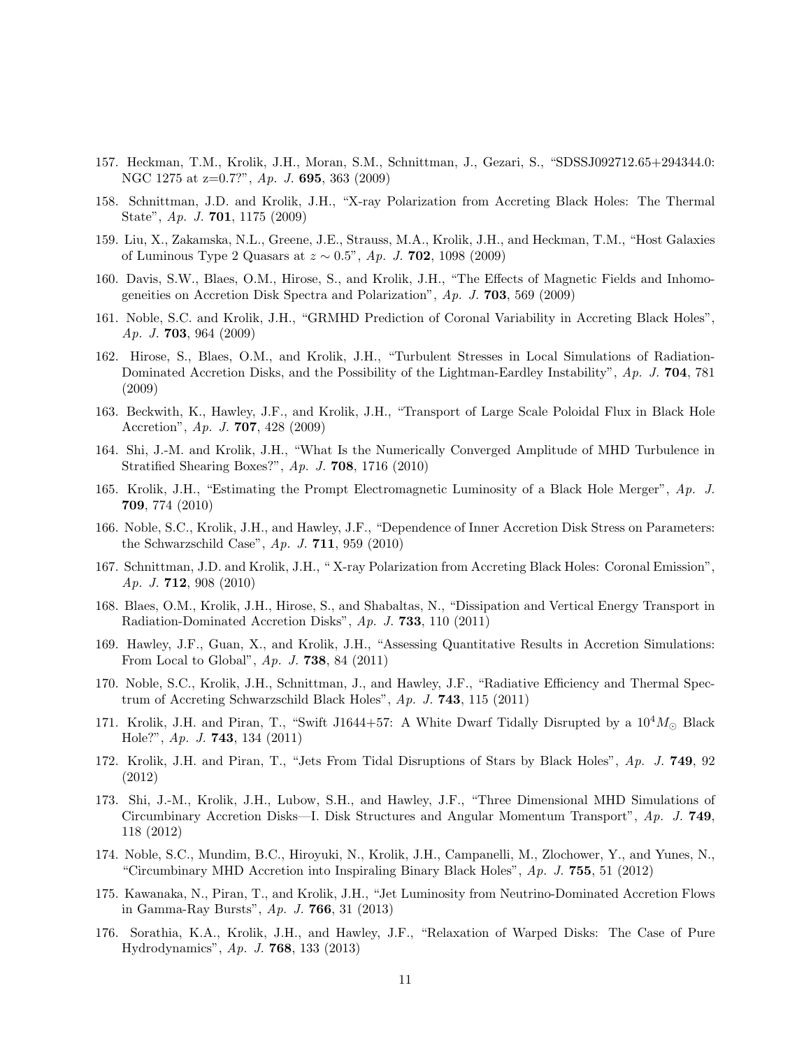157. Heckman, T.M., Krolik, J.H., Moran, S.M., Schnittman, J., Gezari, S., "SDSSJ092712.65+294344.0: NGC 1275 at z=0.7?", *Ap. J.* **695**, 363 (2009)

158. Schnittman, J.D. and Krolik, J.H., "X-ray Polarization from Accreting Black Holes: The Thermal State", *Ap. J.* **701**, 1175 (2009)

159. Liu, X., Zakamska, N.L., Greene, J.E., Strauss, M.A., Krolik, J.H., and Heckman, T.M., "Host Galaxies of Luminous Type 2 Quasars at $z \sim 0.5$", *Ap. J.* **702**, 1098 (2009)

160. Davis, S.W., Blaes, O.M., Hirose, S., and Krolik, J.H., "The Effects of Magnetic Fields and Inhomogeneities on Accretion Disk Spectra and Polarization", *Ap. J.* **703**, 569 (2009)

161. Noble, S.C. and Krolik, J.H., "GRMHD Prediction of Coronal Variability in Accreting Black Holes", *Ap. J.* **703**, 964 (2009)

162. Hirose, S., Blaes, O.M., and Krolik, J.H., "Turbulent Stresses in Local Simulations of Radiation-Dominated Accretion Disks, and the Possibility of the Lightman-Eardley Instability", *Ap. J.* **704**, 781 (2009)

163. Beckwith, K., Hawley, J.F., and Krolik, J.H., "Transport of Large Scale Poloidal Flux in Black Hole Accretion", *Ap. J.* **707**, 428 (2009)

164. Shi, J.-M. and Krolik, J.H., "What Is the Numerically Converged Amplitude of MHD Turbulence in Stratified Shearing Boxes?", *Ap. J.* **708**, 1716 (2010)

165. Krolik, J.H., "Estimating the Prompt Electromagnetic Luminosity of a Black Hole Merger", *Ap. J.* **709**, 774 (2010)

166. Noble, S.C., Krolik, J.H., and Hawley, J.F., "Dependence of Inner Accretion Disk Stress on Parameters: the Schwarzschild Case", *Ap. J.* **711**, 959 (2010)

167. Schnittman, J.D. and Krolik, J.H., " X-ray Polarization from Accreting Black Holes: Coronal Emission", *Ap. J.* **712**, 908 (2010)

168. Blaes, O.M., Krolik, J.H., Hirose, S., and Shabaltas, N., "Dissipation and Vertical Energy Transport in Radiation-Dominated Accretion Disks", *Ap. J.* **733**, 110 (2011)

169. Hawley, J.F., Guan, X., and Krolik, J.H., "Assessing Quantitative Results in Accretion Simulations: From Local to Global", *Ap. J.* **738**, 84 (2011)

170. Noble, S.C., Krolik, J.H., Schnittman, J., and Hawley, J.F., "Radiative Efficiency and Thermal Spectrum of Accreting Schwarzschild Black Holes", *Ap. J.* **743**, 115 (2011)

171. Krolik, J.H. and Piran, T., "Swift J1644+57: A White Dwarf Tidally Disrupted by a $10^4 M_\odot$ Black Hole?", *Ap. J.* **743**, 134 (2011)

172. Krolik, J.H. and Piran, T., "Jets From Tidal Disruptions of Stars by Black Holes", *Ap. J.* **749**, 92 (2012)

173. Shi, J.-M., Krolik, J.H., Lubow, S.H., and Hawley, J.F., "Three Dimensional MHD Simulations of Circumbinary Accretion Disks—I. Disk Structures and Angular Momentum Transport", *Ap. J.* **749**, 118 (2012)

174. Noble, S.C., Mundim, B.C., Hiroyuki, N., Krolik, J.H., Campanelli, M., Zlochower, Y., and Yunes, N., "Circumbinary MHD Accretion into Inspiraling Binary Black Holes", *Ap. J.* **755**, 51 (2012)

175. Kawanaka, N., Piran, T., and Krolik, J.H., "Jet Luminosity from Neutrino-Dominated Accretion Flows in Gamma-Ray Bursts", *Ap. J.* **766**, 31 (2013)

176. Sorathia, K.A., Krolik, J.H., and Hawley, J.F., "Relaxation of Warped Disks: The Case of Pure Hydrodynamics", *Ap. J.* **768**, 133 (2013)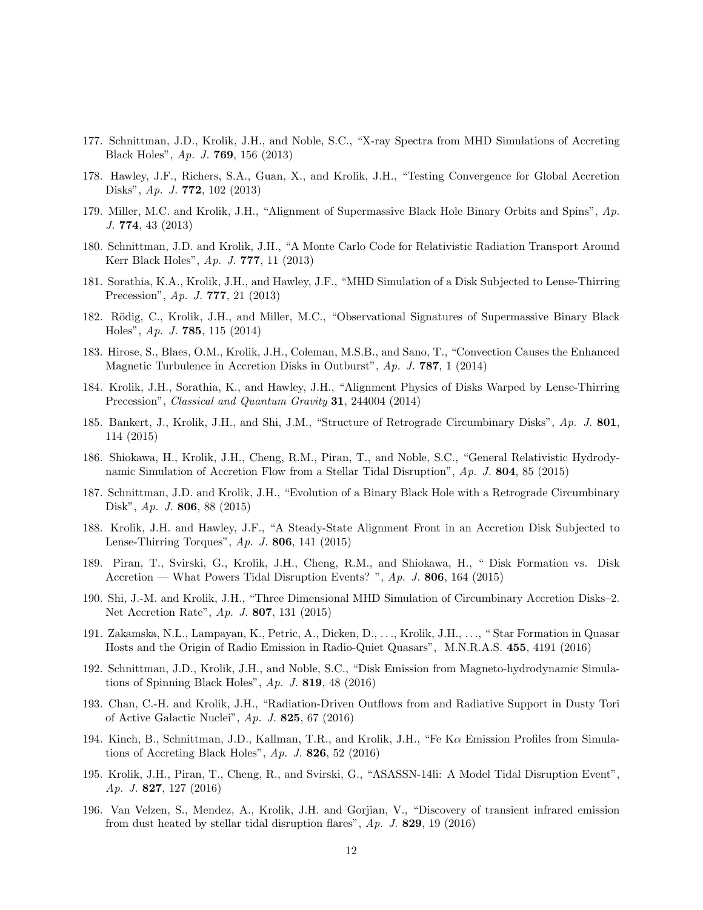177. Schnittman, J.D., Krolik, J.H., and Noble, S.C., "X-ray Spectra from MHD Simulations of Accreting Black Holes", *Ap. J.* **769**, 156 (2013)

178. Hawley, J.F., Richers, S.A., Guan, X., and Krolik, J.H., "Testing Convergence for Global Accretion Disks", *Ap. J.* **772**, 102 (2013)

179. Miller, M.C. and Krolik, J.H., "Alignment of Supermassive Black Hole Binary Orbits and Spins", *Ap. J.* **774**, 43 (2013)

180. Schnittman, J.D. and Krolik, J.H., "A Monte Carlo Code for Relativistic Radiation Transport Around Kerr Black Holes", *Ap. J.* **777**, 11 (2013)

181. Sorathia, K.A., Krolik, J.H., and Hawley, J.F., "MHD Simulation of a Disk Subjected to Lense-Thirring Precession", *Ap. J.* **777**, 21 (2013)

182. Rödig, C., Krolik, J.H., and Miller, M.C., "Observational Signatures of Supermassive Binary Black Holes", *Ap. J.* **785**, 115 (2014)

183. Hirose, S., Blaes, O.M., Krolik, J.H., Coleman, M.S.B., and Sano, T., "Convection Causes the Enhanced Magnetic Turbulence in Accretion Disks in Outburst", *Ap. J.* **787**, 1 (2014)

184. Krolik, J.H., Sorathia, K., and Hawley, J.H., "Alignment Physics of Disks Warped by Lense-Thirring Precession", *Classical and Quantum Gravity* **31**, 244004 (2014)

185. Bankert, J., Krolik, J.H., and Shi, J.M., "Structure of Retrograde Circumbinary Disks", *Ap. J.* **801**, 114 (2015)

186. Shiokawa, H., Krolik, J.H., Cheng, R.M., Piran, T., and Noble, S.C., "General Relativistic Hydrodynamic Simulation of Accretion Flow from a Stellar Tidal Disruption", *Ap. J.* **804**, 85 (2015)

187. Schnittman, J.D. and Krolik, J.H., "Evolution of a Binary Black Hole with a Retrograde Circumbinary Disk", *Ap. J.* **806**, 88 (2015)

188. Krolik, J.H. and Hawley, J.F., "A Steady-State Alignment Front in an Accretion Disk Subjected to Lense-Thirring Torques", *Ap. J.* **806**, 141 (2015)

189. Piran, T., Svirski, G., Krolik, J.H., Cheng, R.M., and Shiokawa, H., " Disk Formation vs. Disk Accretion — What Powers Tidal Disruption Events? ", *Ap. J.* **806**, 164 (2015)

190. Shi, J.-M. and Krolik, J.H., "Three Dimensional MHD Simulation of Circumbinary Accretion Disks–2. Net Accretion Rate", *Ap. J.* **807**, 131 (2015)

191. Zakamska, N.L., Lampayan, K., Petric, A., Dicken, D., . . ., Krolik, J.H., . . ., " Star Formation in Quasar Hosts and the Origin of Radio Emission in Radio-Quiet Quasars", M.N.R.A.S. **455**, 4191 (2016)

192. Schnittman, J.D., Krolik, J.H., and Noble, S.C., "Disk Emission from Magneto-hydrodynamic Simulations of Spinning Black Holes", *Ap. J.* **819**, 48 (2016)

193. Chan, C.-H. and Krolik, J.H., "Radiation-Driven Outflows from and Radiative Support in Dusty Tori of Active Galactic Nuclei", *Ap. J.* **825**, 67 (2016)

194. Kinch, B., Schnittman, J.D., Kallman, T.R., and Krolik, J.H., "Fe K$\alpha$ Emission Profiles from Simulations of Accreting Black Holes", *Ap. J.* **826**, 52 (2016)

195. Krolik, J.H., Piran, T., Cheng, R., and Svirski, G., "ASASSN-14li: A Model Tidal Disruption Event", *Ap. J.* **827**, 127 (2016)

196. Van Velzen, S., Mendez, A., Krolik, J.H. and Gorjian, V., "Discovery of transient infrared emission from dust heated by stellar tidal disruption flares", *Ap. J.* **829**, 19 (2016)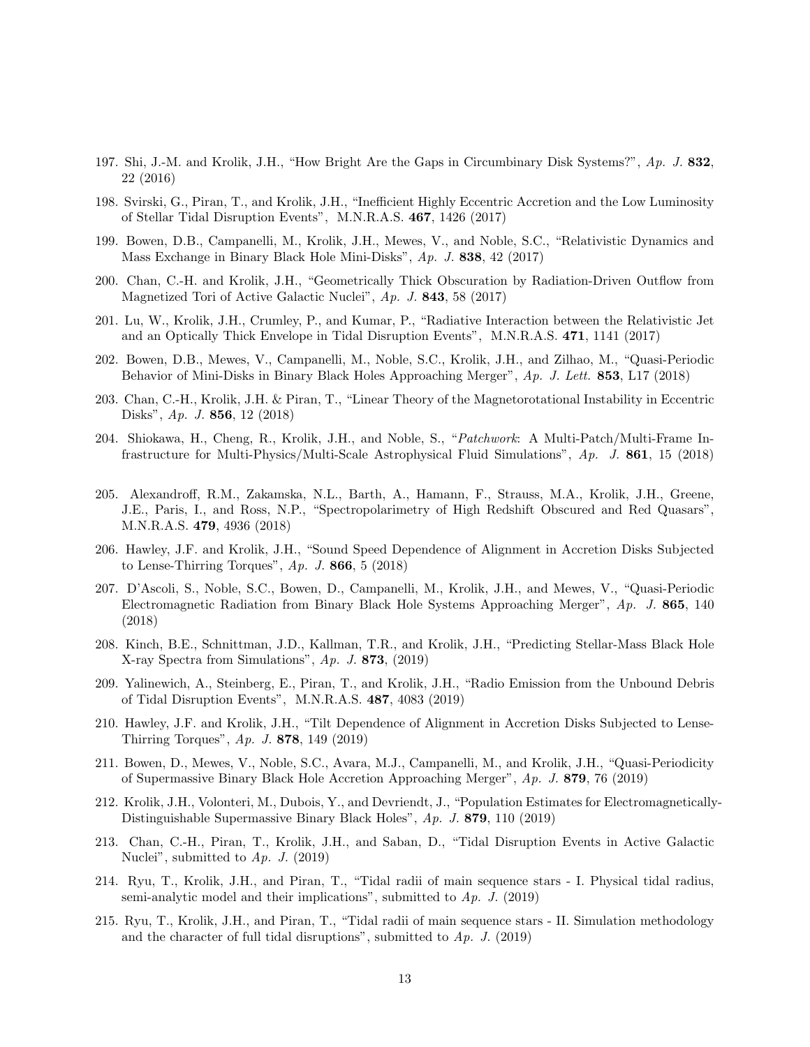197. Shi, J.-M. and Krolik, J.H., "How Bright Are the Gaps in Circumbinary Disk Systems?", *Ap. J.* **832**, 22 (2016)

198. Svirski, G., Piran, T., and Krolik, J.H., "Inefficient Highly Eccentric Accretion and the Low Luminosity of Stellar Tidal Disruption Events", M.N.R.A.S. **467**, 1426 (2017)

199. Bowen, D.B., Campanelli, M., Krolik, J.H., Mewes, V., and Noble, S.C., "Relativistic Dynamics and Mass Exchange in Binary Black Hole Mini-Disks", *Ap. J.* **838**, 42 (2017)

200. Chan, C.-H. and Krolik, J.H., "Geometrically Thick Obscuration by Radiation-Driven Outflow from Magnetized Tori of Active Galactic Nuclei", *Ap. J.* **843**, 58 (2017)

201. Lu, W., Krolik, J.H., Crumley, P., and Kumar, P., "Radiative Interaction between the Relativistic Jet and an Optically Thick Envelope in Tidal Disruption Events", M.N.R.A.S. **471**, 1141 (2017)

202. Bowen, D.B., Mewes, V., Campanelli, M., Noble, S.C., Krolik, J.H., and Zilhao, M., "Quasi-Periodic Behavior of Mini-Disks in Binary Black Holes Approaching Merger", *Ap. J. Lett.* **853**, L17 (2018)

203. Chan, C.-H., Krolik, J.H. & Piran, T., "Linear Theory of the Magnetorotational Instability in Eccentric Disks", *Ap. J.* **856**, 12 (2018)

204. Shiokawa, H., Cheng, R., Krolik, J.H., and Noble, S., "*Patchwork*: A Multi-Patch/Multi-Frame Infrastructure for Multi-Physics/Multi-Scale Astrophysical Fluid Simulations", *Ap. J.* **861**, 15 (2018)

205. Alexandroff, R.M., Zakamska, N.L., Barth, A., Hamann, F., Strauss, M.A., Krolik, J.H., Greene, J.E., Paris, I., and Ross, N.P., "Spectropolarimetry of High Redshift Obscured and Red Quasars", M.N.R.A.S. **479**, 4936 (2018)

206. Hawley, J.F. and Krolik, J.H., "Sound Speed Dependence of Alignment in Accretion Disks Subjected to Lense-Thirring Torques", *Ap. J.* **866**, 5 (2018)

207. D'Ascoli, S., Noble, S.C., Bowen, D., Campanelli, M., Krolik, J.H., and Mewes, V., "Quasi-Periodic Electromagnetic Radiation from Binary Black Hole Systems Approaching Merger", *Ap. J.* **865**, 140 (2018)

208. Kinch, B.E., Schnittman, J.D., Kallman, T.R., and Krolik, J.H., "Predicting Stellar-Mass Black Hole X-ray Spectra from Simulations", *Ap. J.* **873**, (2019)

209. Yalinewich, A., Steinberg, E., Piran, T., and Krolik, J.H., "Radio Emission from the Unbound Debris of Tidal Disruption Events", M.N.R.A.S. **487**, 4083 (2019)

210. Hawley, J.F. and Krolik, J.H., "Tilt Dependence of Alignment in Accretion Disks Subjected to Lense-Thirring Torques", *Ap. J.* **878**, 149 (2019)

211. Bowen, D., Mewes, V., Noble, S.C., Avara, M.J., Campanelli, M., and Krolik, J.H., "Quasi-Periodicity of Supermassive Binary Black Hole Accretion Approaching Merger", *Ap. J.* **879**, 76 (2019)

212. Krolik, J.H., Volonteri, M., Dubois, Y., and Devriendt, J., "Population Estimates for Electromagnetically-Distinguishable Supermassive Binary Black Holes", *Ap. J.* **879**, 110 (2019)

213. Chan, C.-H., Piran, T., Krolik, J.H., and Saban, D., "Tidal Disruption Events in Active Galactic Nuclei", submitted to *Ap. J.* (2019)

214. Ryu, T., Krolik, J.H., and Piran, T., "Tidal radii of main sequence stars - I. Physical tidal radius, semi-analytic model and their implications", submitted to *Ap. J.* (2019)

215. Ryu, T., Krolik, J.H., and Piran, T., "Tidal radii of main sequence stars - II. Simulation methodology and the character of full tidal disruptions", submitted to *Ap. J.* (2019)